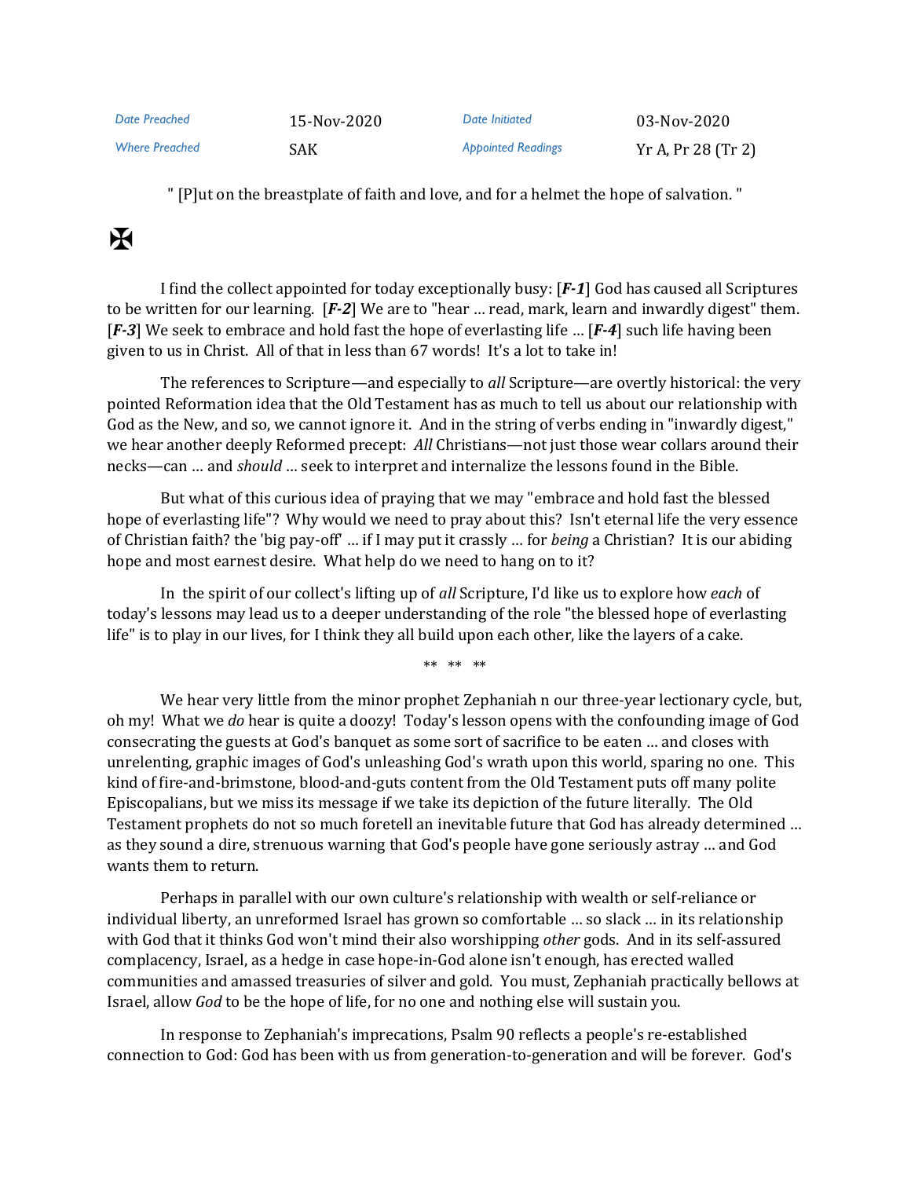| | | | |
|---|---|---|---|
| *Date Preached* | 15-Nov-2020 | *Date Initiated* | 03-Nov-2020 |
| *Where Preached* | SAK | *Appointed Readings* | Yr A, Pr 28 (Tr 2) |

" [P]ut on the breastplate of faith and love, and for a helmet the hope of salvation. "

✠

I find the collect appointed for today exceptionally busy: [***F-1***] God has caused all Scriptures to be written for our learning. [***F-2***] We are to "hear … read, mark, learn and inwardly digest" them. [***F-3***] We seek to embrace and hold fast the hope of everlasting life … [***F-4***] such life having been given to us in Christ. All of that in less than 67 words! It's a lot to take in!

The references to Scripture—and especially to *all* Scripture—are overtly historical: the very pointed Reformation idea that the Old Testament has as much to tell us about our relationship with God as the New, and so, we cannot ignore it. And in the string of verbs ending in "inwardly digest," we hear another deeply Reformed precept: *All* Christians—not just those wear collars around their necks—can … and *should* … seek to interpret and internalize the lessons found in the Bible.

But what of this curious idea of praying that we may "embrace and hold fast the blessed hope of everlasting life"? Why would we need to pray about this? Isn't eternal life the very essence of Christian faith? the 'big pay-off' … if I may put it crassly … for *being* a Christian? It is our abiding hope and most earnest desire. What help do we need to hang on to it?

In the spirit of our collect's lifting up of *all* Scripture, I'd like us to explore how *each* of today's lessons may lead us to a deeper understanding of the role "the blessed hope of everlasting life" is to play in our lives, for I think they all build upon each other, like the layers of a cake.

** ** **

We hear very little from the minor prophet Zephaniah n our three-year lectionary cycle, but, oh my! What we *do* hear is quite a doozy! Today's lesson opens with the confounding image of God consecrating the guests at God's banquet as some sort of sacrifice to be eaten … and closes with unrelenting, graphic images of God's unleashing God's wrath upon this world, sparing no one. This kind of fire-and-brimstone, blood-and-guts content from the Old Testament puts off many polite Episcopalians, but we miss its message if we take its depiction of the future literally. The Old Testament prophets do not so much foretell an inevitable future that God has already determined … as they sound a dire, strenuous warning that God's people have gone seriously astray … and God wants them to return.

Perhaps in parallel with our own culture's relationship with wealth or self-reliance or individual liberty, an unreformed Israel has grown so comfortable … so slack … in its relationship with God that it thinks God won't mind their also worshipping *other* gods. And in its self-assured complacency, Israel, as a hedge in case hope-in-God alone isn't enough, has erected walled communities and amassed treasuries of silver and gold. You must, Zephaniah practically bellows at Israel, allow *God* to be the hope of life, for no one and nothing else will sustain you.

In response to Zephaniah's imprecations, Psalm 90 reflects a people's re-established connection to God: God has been with us from generation-to-generation and will be forever. God's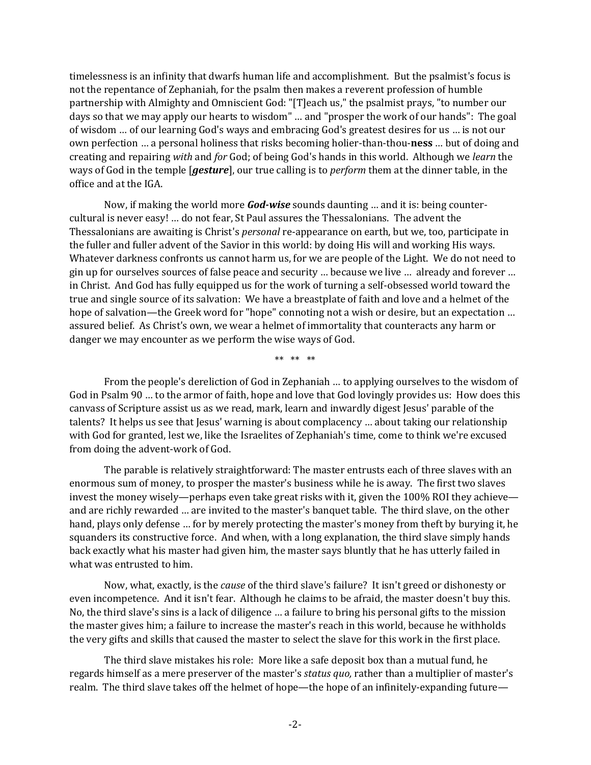timelessness is an infinity that dwarfs human life and accomplishment. But the psalmist's focus is not the repentance of Zephaniah, for the psalm then makes a reverent profession of humble partnership with Almighty and Omniscient God: "[T]each us," the psalmist prays, "to number our days so that we may apply our hearts to wisdom" … and "prosper the work of our hands": The goal of wisdom … of our learning God's ways and embracing God's greatest desires for us … is not our own perfection … a personal holiness that risks becoming holier-than-thou-**ness** … but of doing and creating and repairing *with* and *for* God; of being God's hands in this world. Although we *learn* the ways of God in the temple [***gesture***], our true calling is to *perform* them at the dinner table, in the office and at the IGA.

Now, if making the world more ***God-wise*** sounds daunting … and it is: being counter-cultural is never easy! … do not fear, St Paul assures the Thessalonians. The advent the Thessalonians are awaiting is Christ's *personal* re-appearance on earth, but we, too, participate in the fuller and fuller advent of the Savior in this world: by doing His will and working His ways. Whatever darkness confronts us cannot harm us, for we are people of the Light. We do not need to gin up for ourselves sources of false peace and security … because we live … already and forever … in Christ. And God has fully equipped us for the work of turning a self-obsessed world toward the true and single source of its salvation: We have a breastplate of faith and love and a helmet of the hope of salvation—the Greek word for "hope" connoting not a wish or desire, but an expectation … assured belief. As Christ's own, we wear a helmet of immortality that counteracts any harm or danger we may encounter as we perform the wise ways of God.

** ** **

From the people's dereliction of God in Zephaniah … to applying ourselves to the wisdom of God in Psalm 90 … to the armor of faith, hope and love that God lovingly provides us: How does this canvass of Scripture assist us as we read, mark, learn and inwardly digest Jesus' parable of the talents? It helps us see that Jesus' warning is about complacency … about taking our relationship with God for granted, lest we, like the Israelites of Zephaniah's time, come to think we're excused from doing the advent-work of God.

The parable is relatively straightforward: The master entrusts each of three slaves with an enormous sum of money, to prosper the master's business while he is away. The first two slaves invest the money wisely—perhaps even take great risks with it, given the 100% ROI they achieve—and are richly rewarded … are invited to the master's banquet table. The third slave, on the other hand, plays only defense … for by merely protecting the master's money from theft by burying it, he squanders its constructive force. And when, with a long explanation, the third slave simply hands back exactly what his master had given him, the master says bluntly that he has utterly failed in what was entrusted to him.

Now, what, exactly, is the *cause* of the third slave's failure? It isn't greed or dishonesty or even incompetence. And it isn't fear. Although he claims to be afraid, the master doesn't buy this. No, the third slave's sins is a lack of diligence … a failure to bring his personal gifts to the mission the master gives him; a failure to increase the master's reach in this world, because he withholds the very gifts and skills that caused the master to select the slave for this work in the first place.

The third slave mistakes his role: More like a safe deposit box than a mutual fund, he regards himself as a mere preserver of the master's *status quo,* rather than a multiplier of master's realm. The third slave takes off the helmet of hope—the hope of an infinitely-expanding future—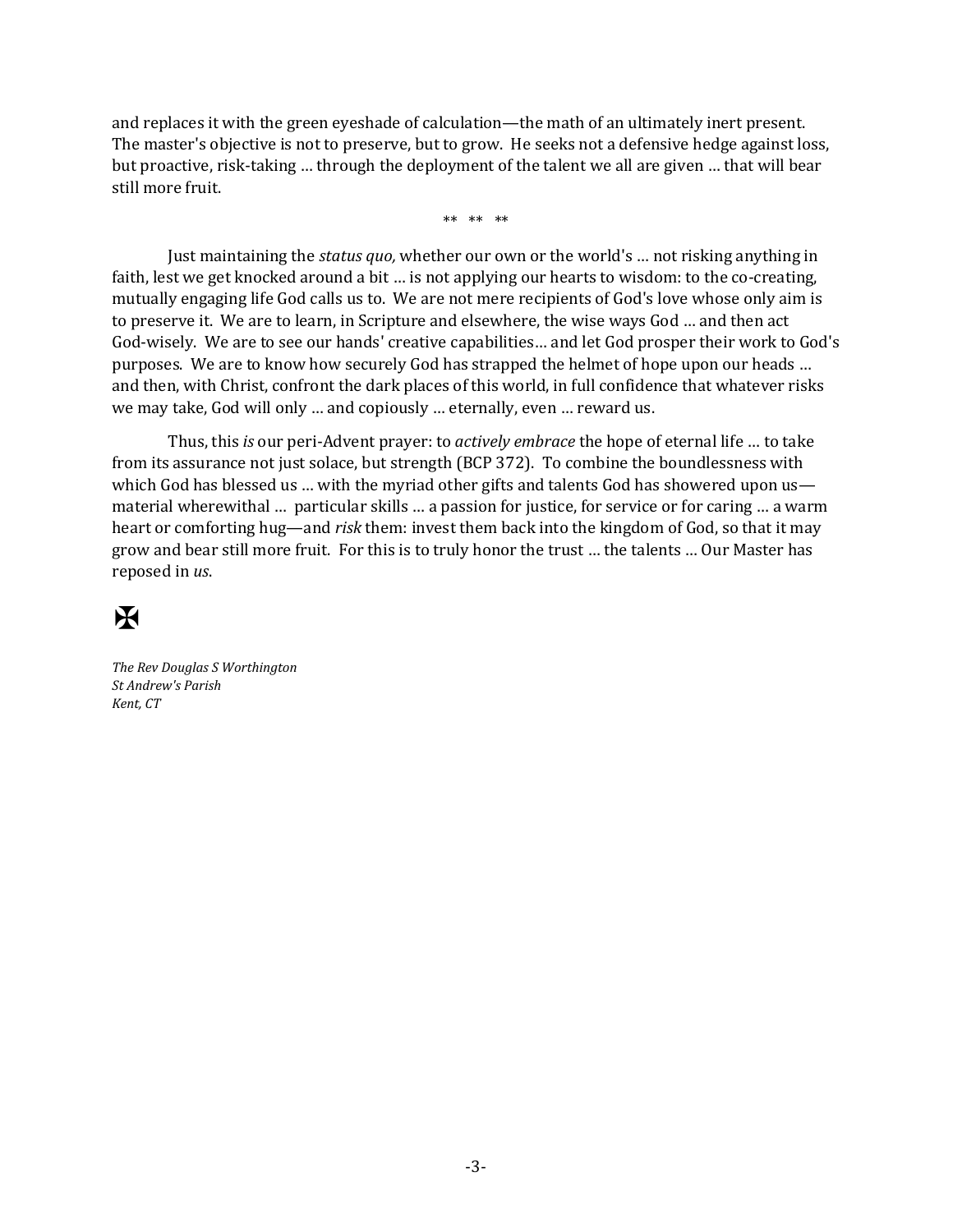and replaces it with the green eyeshade of calculation—the math of an ultimately inert present. The master's objective is not to preserve, but to grow. He seeks not a defensive hedge against loss, but proactive, risk-taking … through the deployment of the talent we all are given … that will bear still more fruit.

** ** **

Just maintaining the *status quo,* whether our own or the world's … not risking anything in faith, lest we get knocked around a bit … is not applying our hearts to wisdom: to the co-creating, mutually engaging life God calls us to. We are not mere recipients of God's love whose only aim is to preserve it. We are to learn, in Scripture and elsewhere, the wise ways God … and then act God-wisely. We are to see our hands' creative capabilities… and let God prosper their work to God's purposes. We are to know how securely God has strapped the helmet of hope upon our heads … and then, with Christ, confront the dark places of this world, in full confidence that whatever risks we may take, God will only … and copiously … eternally, even … reward us.

Thus, this *is* our peri-Advent prayer: to *actively embrace* the hope of eternal life … to take from its assurance not just solace, but strength (BCP 372). To combine the boundlessness with which God has blessed us … with the myriad other gifts and talents God has showered upon us—material wherewithal … particular skills … a passion for justice, for service or for caring … a warm heart or comforting hug—and *risk* them: invest them back into the kingdom of God, so that it may grow and bear still more fruit. For this is to truly honor the trust … the talents … Our Master has reposed in *us*.

✠

*The Rev Douglas S Worthington*
*St Andrew's Parish*
*Kent, CT*